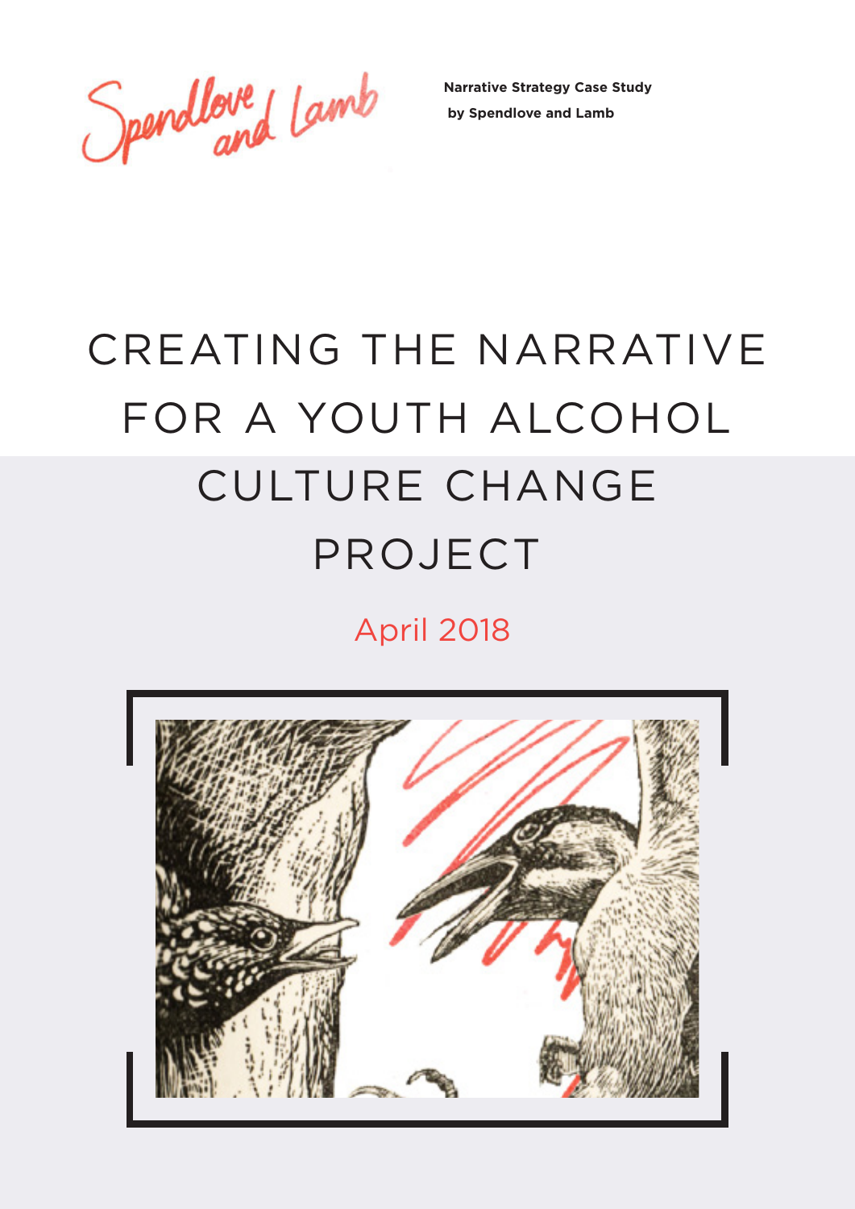Spendlove and Lamb

**Narrative Strategy Case Study**
**by Spendlove and Lamb**

# CREATING THE NARRATIVE FOR A YOUTH ALCOHOL CULTURE CHANGE PROJECT

April 2018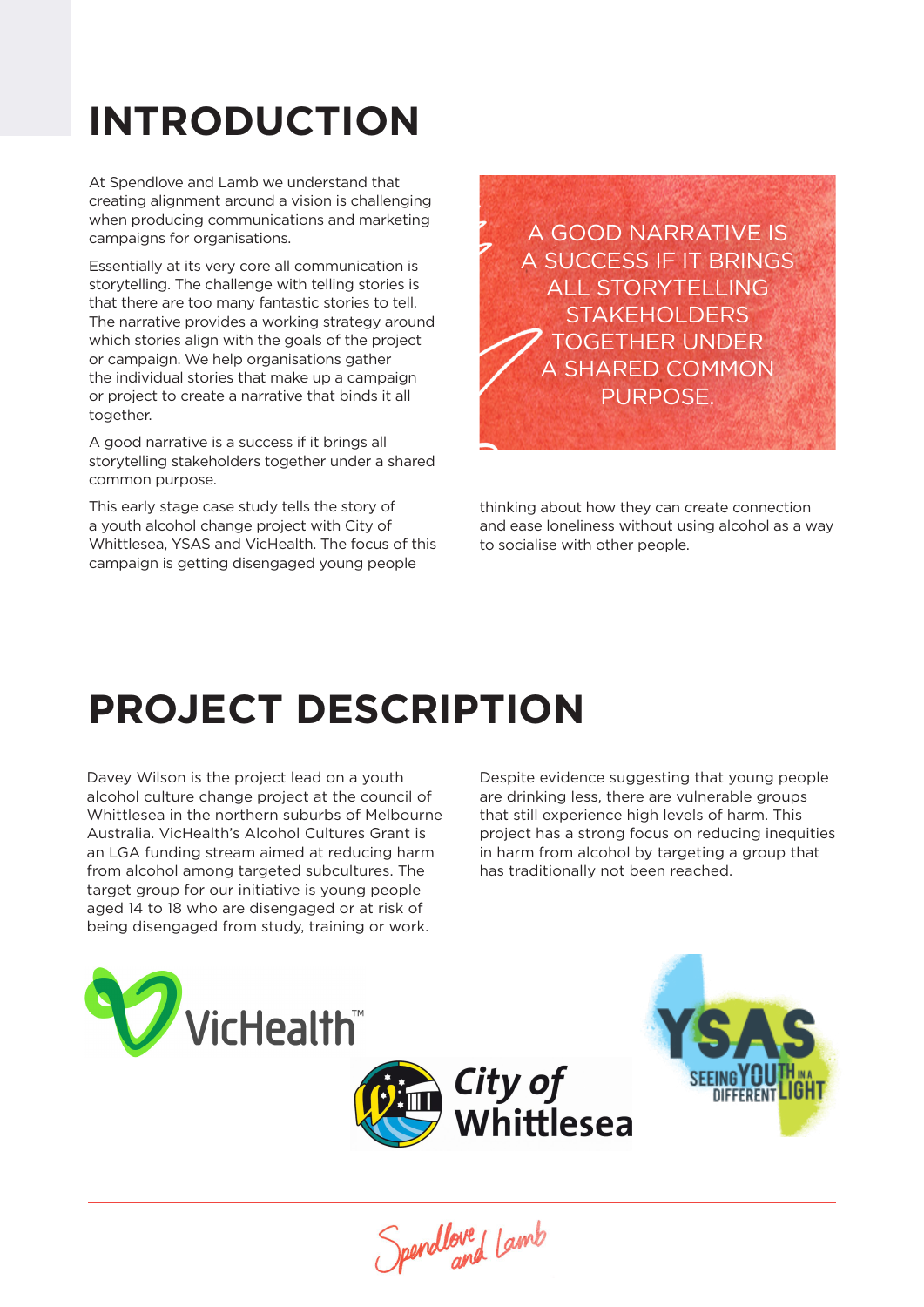# INTRODUCTION

At Spendlove and Lamb we understand that creating alignment around a vision is challenging when producing communications and marketing campaigns for organisations.

Essentially at its very core all communication is storytelling. The challenge with telling stories is that there are too many fantastic stories to tell. The narrative provides a working strategy around which stories align with the goals of the project or campaign. We help organisations gather the individual stories that make up a campaign or project to create a narrative that binds it all together.

A good narrative is a success if it brings all storytelling stakeholders together under a shared common purpose.

This early stage case study tells the story of a youth alcohol change project with City of Whittlesea, YSAS and VicHealth. The focus of this campaign is getting disengaged young people thinking about how they can create connection and ease loneliness without using alcohol as a way to socialise with other people.

A GOOD NARRATIVE IS A SUCCESS IF IT BRINGS ALL STORYTELLING STAKEHOLDERS TOGETHER UNDER A SHARED COMMON PURPOSE.

# PROJECT DESCRIPTION

Davey Wilson is the project lead on a youth alcohol culture change project at the council of Whittlesea in the northern suburbs of Melbourne Australia. VicHealth's Alcohol Cultures Grant is an LGA funding stream aimed at reducing harm from alcohol among targeted subcultures. The target group for our initiative is young people aged 14 to 18 who are disengaged or at risk of being disengaged from study, training or work.

Despite evidence suggesting that young people are drinking less, there are vulnerable groups that still experience high levels of harm. This project has a strong focus on reducing inequities in harm from alcohol by targeting a group that has traditionally not been reached.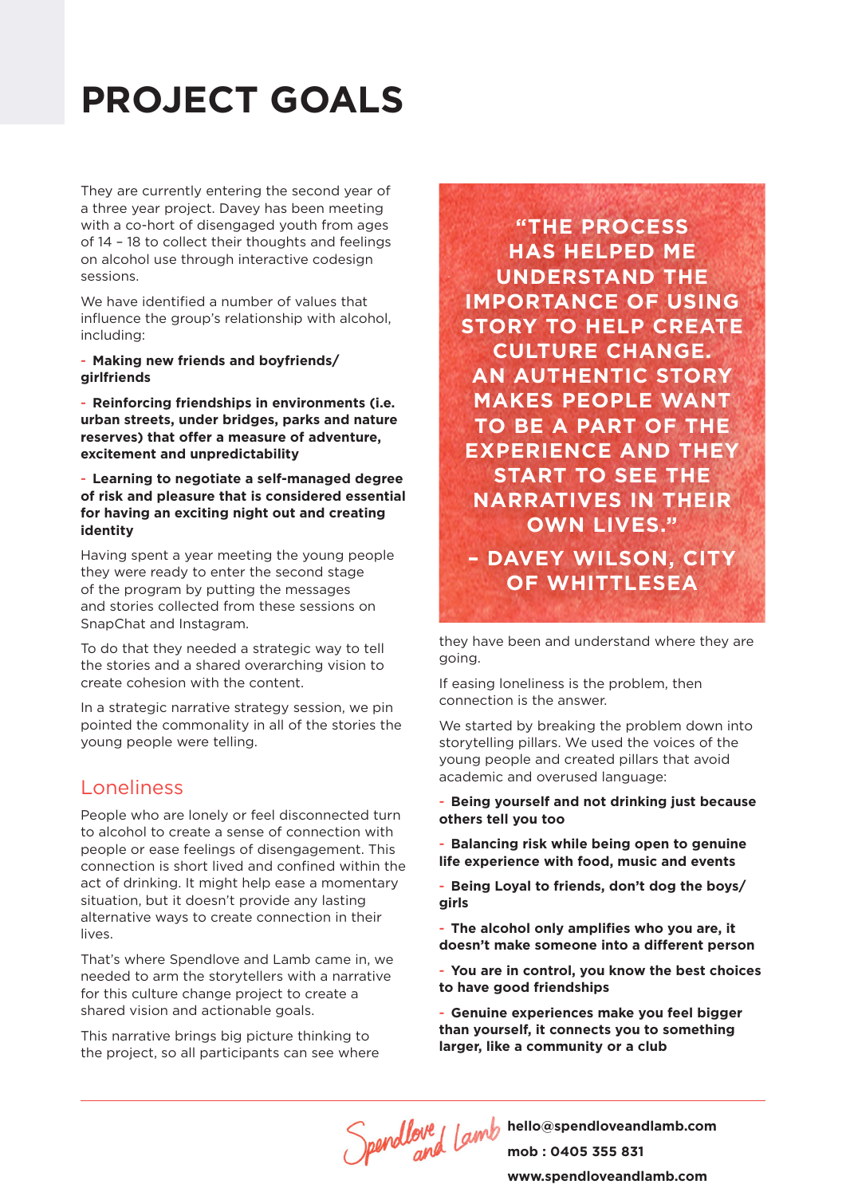# PROJECT GOALS

They are currently entering the second year of a three year project. Davey has been meeting with a co-hort of disengaged youth from ages of 14 – 18 to collect their thoughts and feelings on alcohol use through interactive codesign sessions.

We have identified a number of values that influence the group's relationship with alcohol, including:

- **Making new friends and boyfriends/girlfriends**
- **Reinforcing friendships in environments (i.e. urban streets, under bridges, parks and nature reserves) that offer a measure of adventure, excitement and unpredictability**
- **Learning to negotiate a self-managed degree of risk and pleasure that is considered essential for having an exciting night out and creating identity**

Having spent a year meeting the young people they were ready to enter the second stage of the program by putting the messages and stories collected from these sessions on SnapChat and Instagram.

To do that they needed a strategic way to tell the stories and a shared overarching vision to create cohesion with the content.

In a strategic narrative strategy session, we pin pointed the commonality in all of the stories the young people were telling.

## Loneliness

People who are lonely or feel disconnected turn to alcohol to create a sense of connection with people or ease feelings of disengagement. This connection is short lived and confined within the act of drinking. It might help ease a momentary situation, but it doesn't provide any lasting alternative ways to create connection in their lives.

That's where Spendlove and Lamb came in, we needed to arm the storytellers with a narrative for this culture change project to create a shared vision and actionable goals.

This narrative brings big picture thinking to the project, so all participants can see where they have been and understand where they are going.

> **"THE PROCESS HAS HELPED ME UNDERSTAND THE IMPORTANCE OF USING STORY TO HELP CREATE CULTURE CHANGE. AN AUTHENTIC STORY MAKES PEOPLE WANT TO BE A PART OF THE EXPERIENCE AND THEY START TO SEE THE NARRATIVES IN THEIR OWN LIVES."**
>
> **– DAVEY WILSON, CITY OF WHITTLESEA**

If easing loneliness is the problem, then connection is the answer.

We started by breaking the problem down into storytelling pillars. We used the voices of the young people and created pillars that avoid academic and overused language:

- **Being yourself and not drinking just because others tell you too**
- **Balancing risk while being open to genuine life experience with food, music and events**
- **Being Loyal to friends, don't dog the boys/girls**
- **The alcohol only amplifies who you are, it doesn't make someone into a different person**
- **You are in control, you know the best choices to have good friendships**
- **Genuine experiences make you feel bigger than yourself, it connects you to something larger, like a community or a club**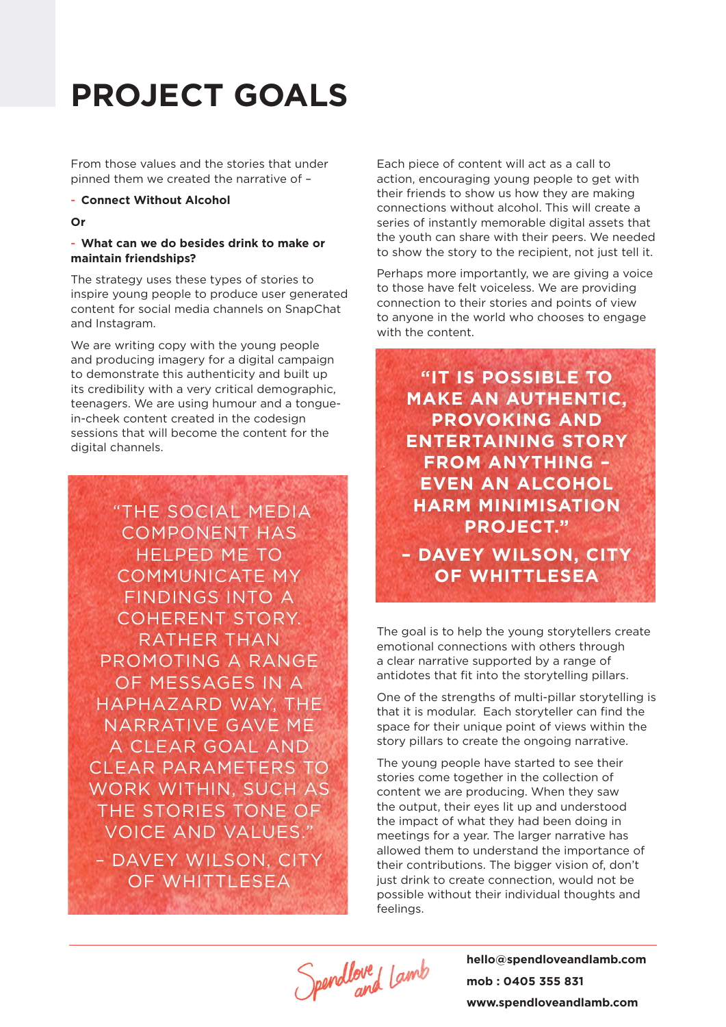# PROJECT GOALS

From those values and the stories that under pinned them we created the narrative of –

- **Connect Without Alcohol**

**Or**

- **What can we do besides drink to make or maintain friendships?**

The strategy uses these types of stories to inspire young people to produce user generated content for social media channels on SnapChat and Instagram.

We are writing copy with the young people and producing imagery for a digital campaign to demonstrate this authenticity and built up its credibility with a very critical demographic, teenagers. We are using humour and a tongue-in-cheek content created in the codesign sessions that will become the content for the digital channels.

> "THE SOCIAL MEDIA COMPONENT HAS HELPED ME TO COMMUNICATE MY FINDINGS INTO A COHERENT STORY. RATHER THAN PROMOTING A RANGE OF MESSAGES IN A HAPHAZARD WAY, THE NARRATIVE GAVE ME A CLEAR GOAL AND CLEAR PARAMETERS TO WORK WITHIN, SUCH AS THE STORIES TONE OF VOICE AND VALUES."
>
> – DAVEY WILSON, CITY OF WHITTLESEA

Each piece of content will act as a call to action, encouraging young people to get with their friends to show us how they are making connections without alcohol. This will create a series of instantly memorable digital assets that the youth can share with their peers. We needed to show the story to the recipient, not just tell it.

Perhaps more importantly, we are giving a voice to those have felt voiceless. We are providing connection to their stories and points of view to anyone in the world who chooses to engage with the content.

> **"IT IS POSSIBLE TO MAKE AN AUTHENTIC, PROVOKING AND ENTERTAINING STORY FROM ANYTHING – EVEN AN ALCOHOL HARM MINIMISATION PROJECT."**
>
> **– DAVEY WILSON, CITY OF WHITTLESEA**

The goal is to help the young storytellers create emotional connections with others through a clear narrative supported by a range of antidotes that fit into the storytelling pillars.

One of the strengths of multi-pillar storytelling is that it is modular. Each storyteller can find the space for their unique point of views within the story pillars to create the ongoing narrative.

The young people have started to see their stories come together in the collection of content we are producing. When they saw the output, their eyes lit up and understood the impact of what they had been doing in meetings for a year. The larger narrative has allowed them to understand the importance of their contributions. The bigger vision of, don't just drink to create connection, would not be possible without their individual thoughts and feelings.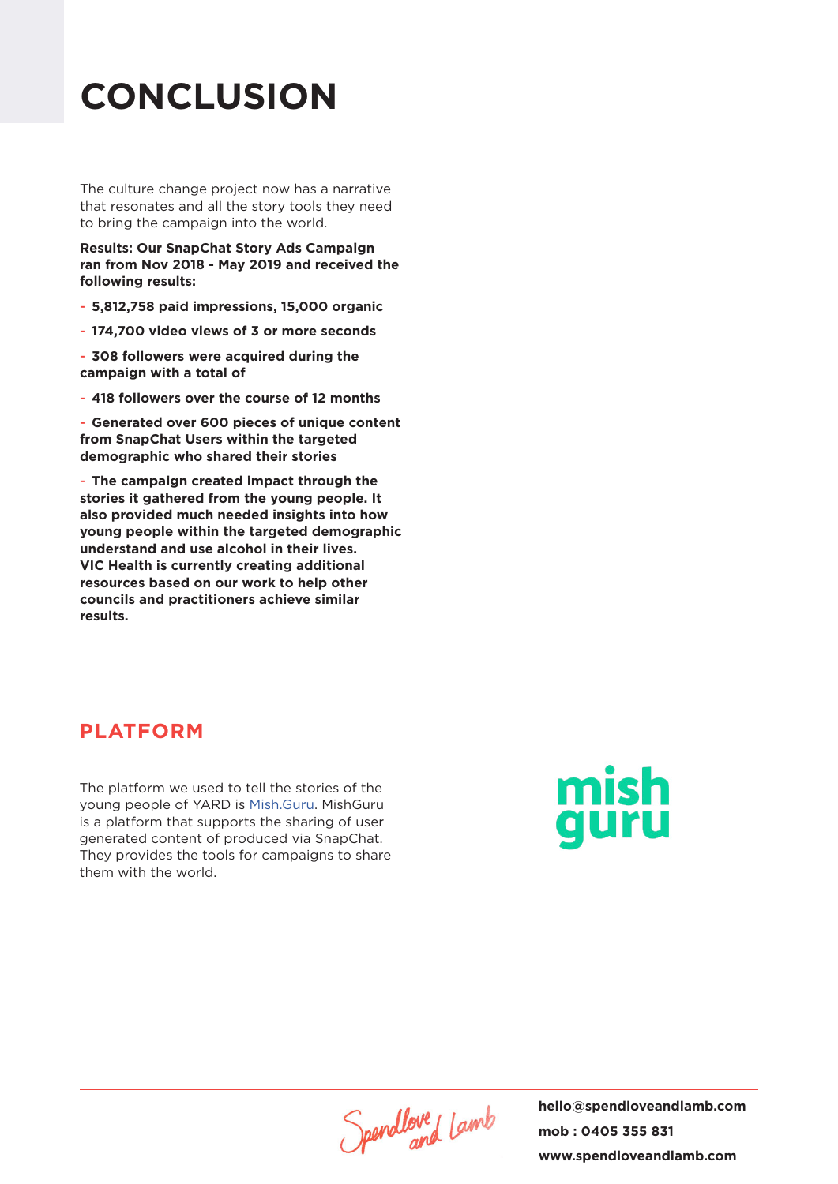# CONCLUSION

The culture change project now has a narrative that resonates and all the story tools they need to bring the campaign into the world.

**Results: Our SnapChat Story Ads Campaign ran from Nov 2018 - May 2019 and received the following results:**

- **5,812,758 paid impressions, 15,000 organic**
- **174,700 video views of 3 or more seconds**
- **308 followers were acquired during the campaign with a total of**
- **418 followers over the course of 12 months**
- **Generated over 600 pieces of unique content from SnapChat Users within the targeted demographic who shared their stories**
- **The campaign created impact through the stories it gathered from the young people. It also provided much needed insights into how young people within the targeted demographic understand and use alcohol in their lives. VIC Health is currently creating additional resources based on our work to help other councils and practitioners achieve similar results.**

## PLATFORM

The platform we used to tell the stories of the young people of YARD is [Mish.Guru](Mish.Guru). MishGuru is a platform that supports the sharing of user generated content of produced via SnapChat. They provides the tools for campaigns to share them with the world.

mish guru

Spendlove and Lamb

**hello@spendloveandlamb.com**

**mob : 0405 355 831**

**www.spendloveandlamb.com**